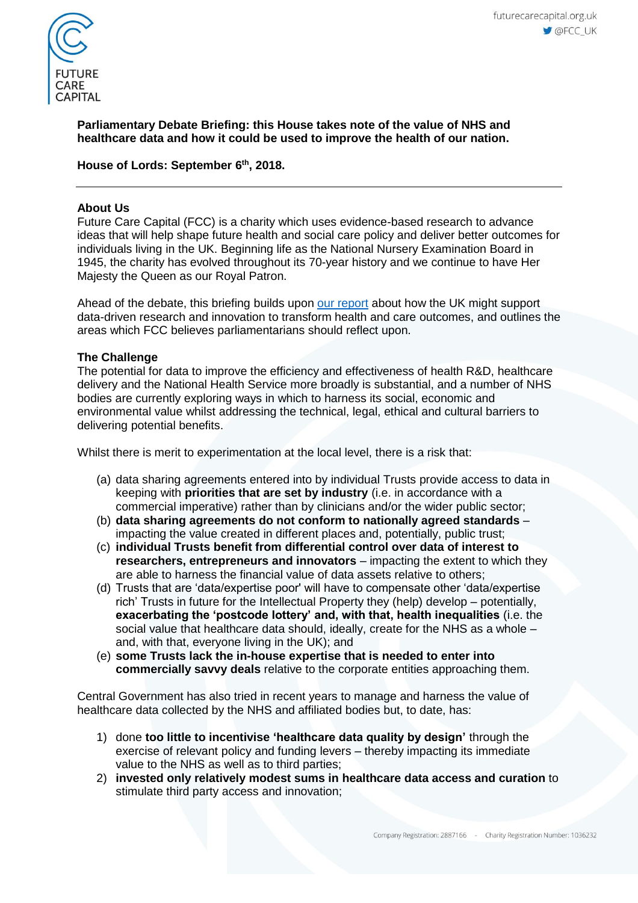**Parliamentary Debate Briefing: this House takes note of the value of NHS and healthcare data and how it could be used to improve the health of our nation.**

**House of Lords: September 6th, 2018.**

---

## About Us

Future Care Capital (FCC) is a charity which uses evidence-based research to advance ideas that will help shape future health and social care policy and deliver better outcomes for individuals living in the UK. Beginning life as the National Nursery Examination Board in 1945, the charity has evolved throughout its 70-year history and we continue to have Her Majesty the Queen as our Royal Patron.

Ahead of the debate, this briefing builds upon our report about how the UK might support data-driven research and innovation to transform health and care outcomes, and outlines the areas which FCC believes parliamentarians should reflect upon.

## The Challenge

The potential for data to improve the efficiency and effectiveness of health R&D, healthcare delivery and the National Health Service more broadly is substantial, and a number of NHS bodies are currently exploring ways in which to harness its social, economic and environmental value whilst addressing the technical, legal, ethical and cultural barriers to delivering potential benefits.

Whilst there is merit to experimentation at the local level, there is a risk that:

(a) data sharing agreements entered into by individual Trusts provide access to data in keeping with **priorities that are set by industry** (i.e. in accordance with a commercial imperative) rather than by clinicians and/or the wider public sector;

(b) **data sharing agreements do not conform to nationally agreed standards** – impacting the value created in different places and, potentially, public trust;

(c) **individual Trusts benefit from differential control over data of interest to researchers, entrepreneurs and innovators** – impacting the extent to which they are able to harness the financial value of data assets relative to others;

(d) Trusts that are 'data/expertise poor' will have to compensate other 'data/expertise rich' Trusts in future for the Intellectual Property they (help) develop – potentially, **exacerbating the 'postcode lottery' and, with that, health inequalities** (i.e. the social value that healthcare data should, ideally, create for the NHS as a whole – and, with that, everyone living in the UK); and

(e) **some Trusts lack the in-house expertise that is needed to enter into commercially savvy deals** relative to the corporate entities approaching them.

Central Government has also tried in recent years to manage and harness the value of healthcare data collected by the NHS and affiliated bodies but, to date, has:

1) done **too little to incentivise 'healthcare data quality by design'** through the exercise of relevant policy and funding levers – thereby impacting its immediate value to the NHS as well as to third parties;
2) **invested only relatively modest sums in healthcare data access and curation** to stimulate third party access and innovation;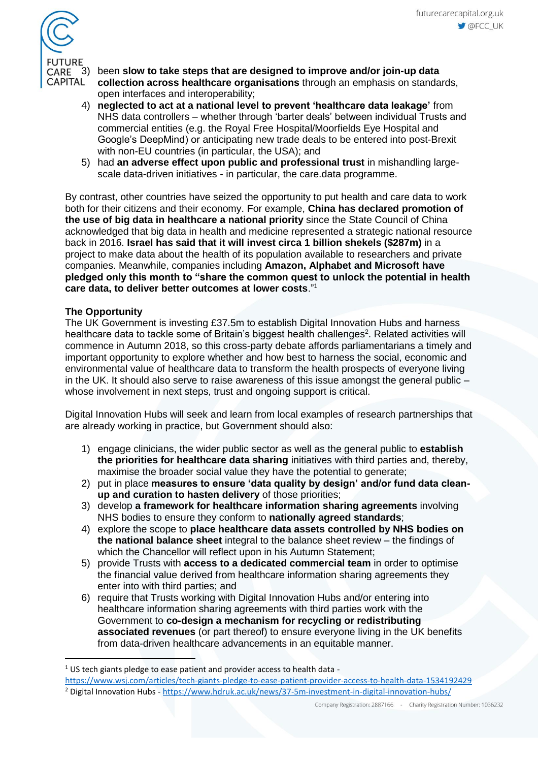3) been **slow to take steps that are designed to improve and/or join-up data collection across healthcare organisations** through an emphasis on standards, open interfaces and interoperability;
4) **neglected to act at a national level to prevent 'healthcare data leakage'** from NHS data controllers – whether through 'barter deals' between individual Trusts and commercial entities (e.g. the Royal Free Hospital/Moorfields Eye Hospital and Google's DeepMind) or anticipating new trade deals to be entered into post-Brexit with non-EU countries (in particular, the USA); and
5) had **an adverse effect upon public and professional trust** in mishandling large-scale data-driven initiatives - in particular, the care.data programme.

By contrast, other countries have seized the opportunity to put health and care data to work both for their citizens and their economy. For example, **China has declared promotion of the use of big data in healthcare a national priority** since the State Council of China acknowledged that big data in health and medicine represented a strategic national resource back in 2016. **Israel has said that it will invest circa 1 billion shekels ($287m)** in a project to make data about the health of its population available to researchers and private companies. Meanwhile, companies including **Amazon, Alphabet and Microsoft have pledged only this month to "share the common quest to unlock the potential in health care data, to deliver better outcomes at lower costs**."[1]

**The Opportunity**

The UK Government is investing £37.5m to establish Digital Innovation Hubs and harness healthcare data to tackle some of Britain's biggest health challenges[2]. Related activities will commence in Autumn 2018, so this cross-party debate affords parliamentarians a timely and important opportunity to explore whether and how best to harness the social, economic and environmental value of healthcare data to transform the health prospects of everyone living in the UK. It should also serve to raise awareness of this issue amongst the general public – whose involvement in next steps, trust and ongoing support is critical.

Digital Innovation Hubs will seek and learn from local examples of research partnerships that are already working in practice, but Government should also:

1) engage clinicians, the wider public sector as well as the general public to **establish the priorities for healthcare data sharing** initiatives with third parties and, thereby, maximise the broader social value they have the potential to generate;
2) put in place **measures to ensure 'data quality by design' and/or fund data clean-up and curation to hasten delivery** of those priorities;
3) develop **a framework for healthcare information sharing agreements** involving NHS bodies to ensure they conform to **nationally agreed standards**;
4) explore the scope to **place healthcare data assets controlled by NHS bodies on the national balance sheet** integral to the balance sheet review – the findings of which the Chancellor will reflect upon in his Autumn Statement;
5) provide Trusts with **access to a dedicated commercial team** in order to optimise the financial value derived from healthcare information sharing agreements they enter into with third parties; and
6) require that Trusts working with Digital Innovation Hubs and/or entering into healthcare information sharing agreements with third parties work with the Government to **co-design a mechanism for recycling or redistributing associated revenues** (or part thereof) to ensure everyone living in the UK benefits from data-driven healthcare advancements in an equitable manner.

---

[1] US tech giants pledge to ease patient and provider access to health data - https://www.wsj.com/articles/tech-giants-pledge-to-ease-patient-provider-access-to-health-data-1534192429

[2] Digital Innovation Hubs - https://www.hdruk.ac.uk/news/37-5m-investment-in-digital-innovation-hubs/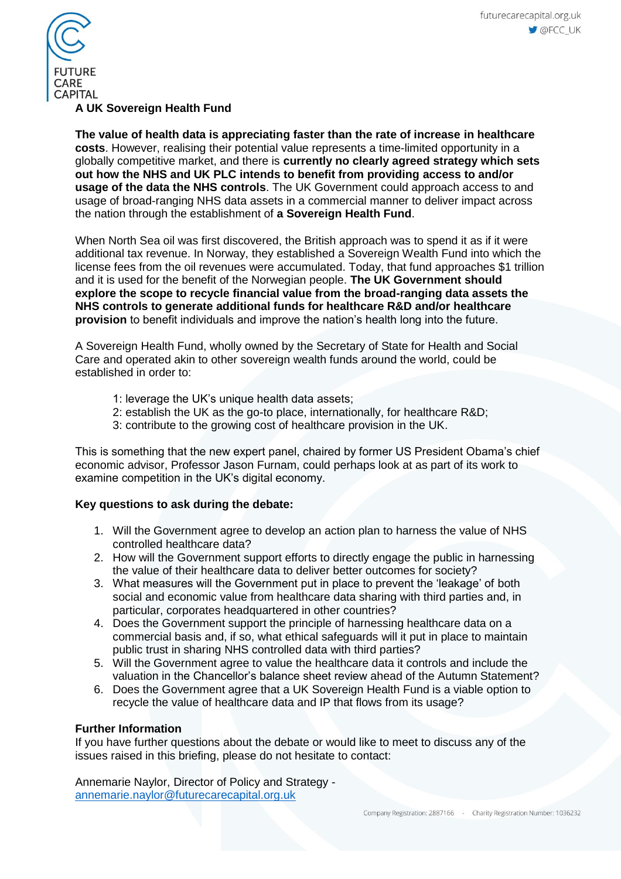## A UK Sovereign Health Fund

**The value of health data is appreciating faster than the rate of increase in healthcare costs**. However, realising their potential value represents a time-limited opportunity in a globally competitive market, and there is **currently no clearly agreed strategy which sets out how the NHS and UK PLC intends to benefit from providing access to and/or usage of the data the NHS controls**. The UK Government could approach access to and usage of broad-ranging NHS data assets in a commercial manner to deliver impact across the nation through the establishment of **a Sovereign Health Fund**.

When North Sea oil was first discovered, the British approach was to spend it as if it were additional tax revenue. In Norway, they established a Sovereign Wealth Fund into which the license fees from the oil revenues were accumulated. Today, that fund approaches $1 trillion and it is used for the benefit of the Norwegian people. **The UK Government should explore the scope to recycle financial value from the broad-ranging data assets the NHS controls to generate additional funds for healthcare R&D and/or healthcare provision** to benefit individuals and improve the nation's health long into the future.

A Sovereign Health Fund, wholly owned by the Secretary of State for Health and Social Care and operated akin to other sovereign wealth funds around the world, could be established in order to:

1: leverage the UK's unique health data assets;
2: establish the UK as the go-to place, internationally, for healthcare R&D;
3: contribute to the growing cost of healthcare provision in the UK.

This is something that the new expert panel, chaired by former US President Obama's chief economic advisor, Professor Jason Furnam, could perhaps look at as part of its work to examine competition in the UK's digital economy.

**Key questions to ask during the debate:**

1. Will the Government agree to develop an action plan to harness the value of NHS controlled healthcare data?
2. How will the Government support efforts to directly engage the public in harnessing the value of their healthcare data to deliver better outcomes for society?
3. What measures will the Government put in place to prevent the 'leakage' of both social and economic value from healthcare data sharing with third parties and, in particular, corporates headquartered in other countries?
4. Does the Government support the principle of harnessing healthcare data on a commercial basis and, if so, what ethical safeguards will it put in place to maintain public trust in sharing NHS controlled data with third parties?
5. Will the Government agree to value the healthcare data it controls and include the valuation in the Chancellor's balance sheet review ahead of the Autumn Statement?
6. Does the Government agree that a UK Sovereign Health Fund is a viable option to recycle the value of healthcare data and IP that flows from its usage?

**Further Information**
If you have further questions about the debate or would like to meet to discuss any of the issues raised in this briefing, please do not hesitate to contact:

Annemarie Naylor, Director of Policy and Strategy -
annemarie.naylor@futurecarecapital.org.uk